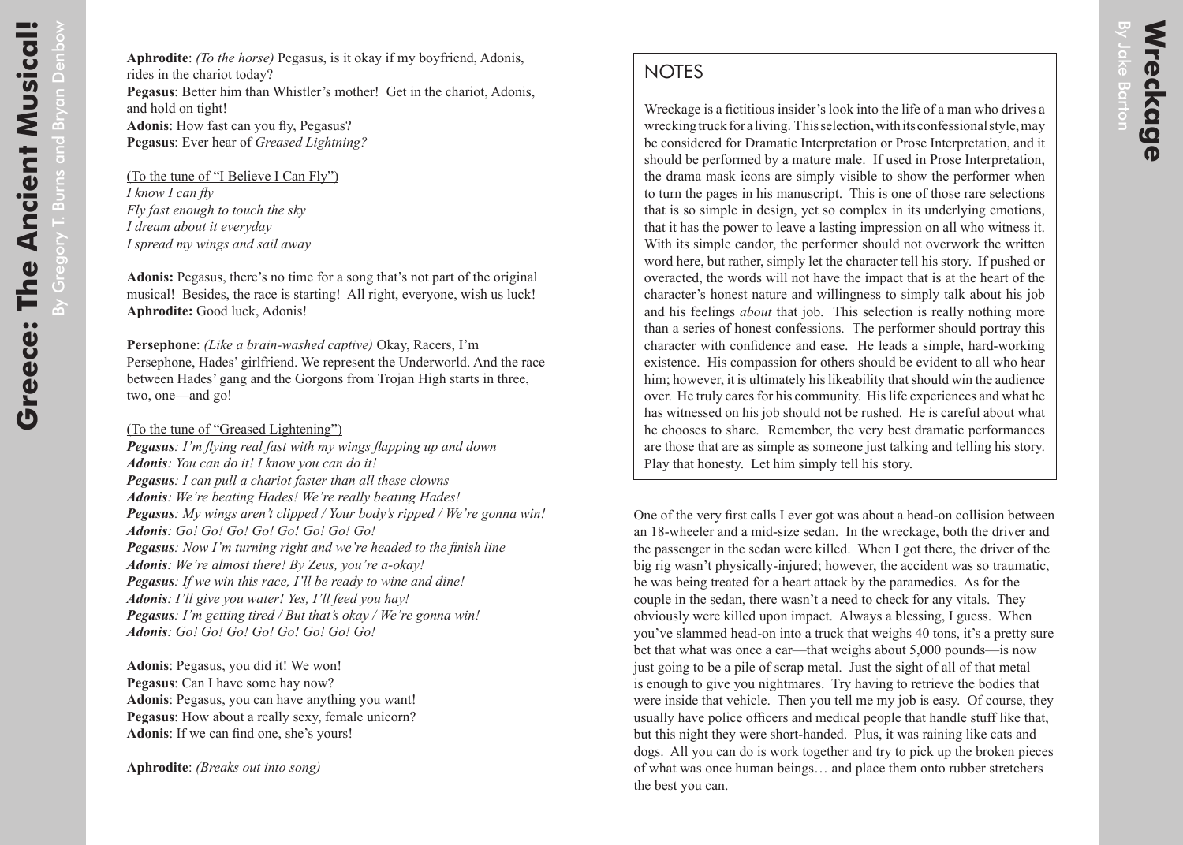**Aphrodite**: *(To the horse)* Pegasus, is it okay if my boyfriend, Adonis, rides in the chariot today?
**Pegasus**: Better him than Whistler's mother! Get in the chariot, Adonis, and hold on tight!
**Adonis**: How fast can you fly, Pegasus?
**Pegasus**: Ever hear of *Greased Lightning?*

<u>(To the tune of "I Believe I Can Fly")</u>
*I know I can fly*
*Fly fast enough to touch the sky*
*I dream about it everyday*
*I spread my wings and sail away*

**Adonis:** Pegasus, there's no time for a song that's not part of the original musical! Besides, the race is starting! All right, everyone, wish us luck!
**Aphrodite:** Good luck, Adonis!

**Persephone**: *(Like a brain-washed captive)* Okay, Racers, I'm Persephone, Hades' girlfriend. We represent the Underworld. And the race between Hades' gang and the Gorgons from Trojan High starts in three, two, one—and go!

<u>(To the tune of "Greased Lightening")</u>
***Pegasus****: I'm flying real fast with my wings flapping up and down*
***Adonis****: You can do it! I know you can do it!*
***Pegasus****: I can pull a chariot faster than all these clowns*
***Adonis****: We're beating Hades! We're really beating Hades!*
***Pegasus****: My wings aren't clipped / Your body's ripped / We're gonna win!*
***Adonis****: Go! Go! Go! Go! Go! Go! Go! Go!*
***Pegasus****: Now I'm turning right and we're headed to the finish line*
***Adonis****: We're almost there! By Zeus, you're a-okay!*
***Pegasus****: If we win this race, I'll be ready to wine and dine!*
***Adonis****: I'll give you water! Yes, I'll feed you hay!*
***Pegasus****: I'm getting tired / But that's okay / We're gonna win!*
***Adonis****: Go! Go! Go! Go! Go! Go! Go! Go!*

**Adonis**: Pegasus, you did it! We won!
**Pegasus**: Can I have some hay now?
**Adonis**: Pegasus, you can have anything you want!
**Pegasus**: How about a really sexy, female unicorn?
**Adonis**: If we can find one, she's yours!

**Aphrodite**: *(Breaks out into song)*

# Wreckage

By Jake Barton

## NOTES

Wreckage is a fictitious insider's look into the life of a man who drives a wrecking truck for a living. This selection, with its confessional style, may be considered for Dramatic Interpretation or Prose Interpretation, and it should be performed by a mature male. If used in Prose Interpretation, the drama mask icons are simply visible to show the performer when to turn the pages in his manuscript. This is one of those rare selections that is so simple in design, yet so complex in its underlying emotions, that it has the power to leave a lasting impression on all who witness it. With its simple candor, the performer should not overwork the written word here, but rather, simply let the character tell his story. If pushed or overacted, the words will not have the impact that is at the heart of the character's honest nature and willingness to simply talk about his job and his feelings *about* that job. This selection is really nothing more than a series of honest confessions. The performer should portray this character with confidence and ease. He leads a simple, hard-working existence. His compassion for others should be evident to all who hear him; however, it is ultimately his likeability that should win the audience over. He truly cares for his community. His life experiences and what he has witnessed on his job should not be rushed. He is careful about what he chooses to share. Remember, the very best dramatic performances are those that are as simple as someone just talking and telling his story. Play that honesty. Let him simply tell his story.

One of the very first calls I ever got was about a head-on collision between an 18-wheeler and a mid-size sedan. In the wreckage, both the driver and the passenger in the sedan were killed. When I got there, the driver of the big rig wasn't physically-injured; however, the accident was so traumatic, he was being treated for a heart attack by the paramedics. As for the couple in the sedan, there wasn't a need to check for any vitals. They obviously were killed upon impact. Always a blessing, I guess. When you've slammed head-on into a truck that weighs 40 tons, it's a pretty sure bet that what was once a car—that weighs about 5,000 pounds—is now just going to be a pile of scrap metal. Just the sight of all of that metal is enough to give you nightmares. Try having to retrieve the bodies that were inside that vehicle. Then you tell me my job is easy. Of course, they usually have police officers and medical people that handle stuff like that, but this night they were short-handed. Plus, it was raining like cats and dogs. All you can do is work together and try to pick up the broken pieces of what was once human beings… and place them onto rubber stretchers the best you can.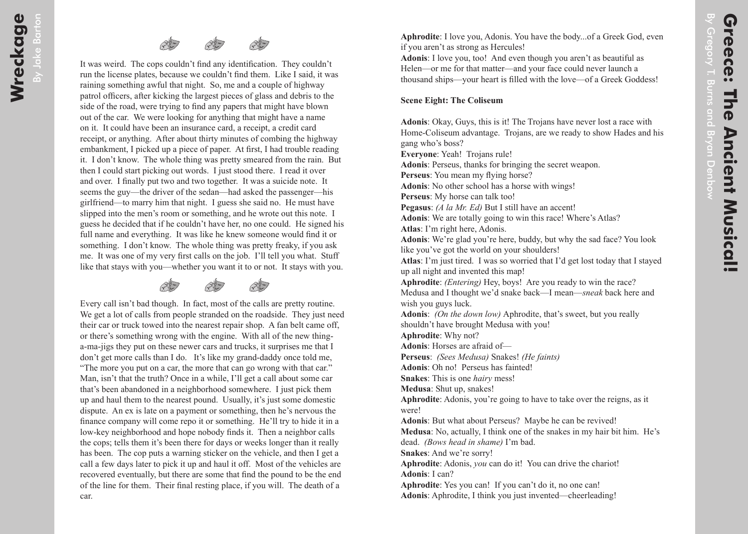It was weird. The cops couldn't find any identification. They couldn't run the license plates, because we couldn't find them. Like I said, it was raining something awful that night. So, me and a couple of highway patrol officers, after kicking the largest pieces of glass and debris to the side of the road, were trying to find any papers that might have blown out of the car. We were looking for anything that might have a name on it. It could have been an insurance card, a receipt, a credit card receipt, or anything. After about thirty minutes of combing the highway embankment, I picked up a piece of paper. At first, I had trouble reading it. I don't know. The whole thing was pretty smeared from the rain. But then I could start picking out words. I just stood there. I read it over and over. I finally put two and two together. It was a suicide note. It seems the guy—the driver of the sedan—had asked the passenger—his girlfriend—to marry him that night. I guess she said no. He must have slipped into the men's room or something, and he wrote out this note. I guess he decided that if he couldn't have her, no one could. He signed his full name and everything. It was like he knew someone would find it or something. I don't know. The whole thing was pretty freaky, if you ask me. It was one of my very first calls on the job. I'll tell you what. Stuff like that stays with you—whether you want it to or not. It stays with you.

Every call isn't bad though. In fact, most of the calls are pretty routine. We get a lot of calls from people stranded on the roadside. They just need their car or truck towed into the nearest repair shop. A fan belt came off, or there's something wrong with the engine. With all of the new thing-a-ma-jigs they put on these newer cars and trucks, it surprises me that I don't get more calls than I do. It's like my grand-daddy once told me, "The more you put on a car, the more that can go wrong with that car." Man, isn't that the truth? Once in a while, I'll get a call about some car that's been abandoned in a neighborhood somewhere. I just pick them up and haul them to the nearest pound. Usually, it's just some domestic dispute. An ex is late on a payment or something, then he's nervous the finance company will come repo it or something. He'll try to hide it in a low-key neighborhood and hope nobody finds it. Then a neighbor calls the cops; tells them it's been there for days or weeks longer than it really has been. The cop puts a warning sticker on the vehicle, and then I get a call a few days later to pick it up and haul it off. Most of the vehicles are recovered eventually, but there are some that find the pound to be the end of the line for them. Their final resting place, if you will. The death of a car.

**Aphrodite**: I love you, Adonis. You have the body...of a Greek God, even if you aren't as strong as Hercules!
**Adonis**: I love you, too! And even though you aren't as beautiful as Helen—or me for that matter—and your face could never launch a thousand ships—your heart is filled with the love—of a Greek Goddess!

**Scene Eight: The Coliseum**

**Adonis**: Okay, Guys, this is it! The Trojans have never lost a race with Home-Coliseum advantage. Trojans, are we ready to show Hades and his gang who's boss?
**Everyone**: Yeah! Trojans rule!
**Adonis**: Perseus, thanks for bringing the secret weapon.
**Perseus**: You mean my flying horse?
**Adonis**: No other school has a horse with wings!
**Perseus**: My horse can talk too!
**Pegasus**: *(A la Mr. Ed)* But I still have an accent!
**Adonis**: We are totally going to win this race! Where's Atlas?
**Atlas**: I'm right here, Adonis.
**Adonis**: We're glad you're here, buddy, but why the sad face? You look like you've got the world on your shoulders!
**Atlas**: I'm just tired. I was so worried that I'd get lost today that I stayed up all night and invented this map!
**Aphrodite**: *(Entering)* Hey, boys! Are you ready to win the race? Medusa and I thought we'd snake back—I mean—*sneak* back here and wish you guys luck.
**Adonis**: *(On the down low)* Aphrodite, that's sweet, but you really shouldn't have brought Medusa with you!
**Aphrodite**: Why not?
**Adonis**: Horses are afraid of—
**Perseus**: *(Sees Medusa)* Snakes! *(He faints)*
**Adonis**: Oh no! Perseus has fainted!
**Snakes**: This is one *hairy* mess!
**Medusa**: Shut up, snakes!
**Aphrodite**: Adonis, you're going to have to take over the reigns, as it were!
**Adonis**: But what about Perseus? Maybe he can be revived!
**Medusa**: No, actually, I think one of the snakes in my hair bit him. He's dead. *(Bows head in shame)* I'm bad.
**Snakes**: And we're sorry!
**Aphrodite**: Adonis, *you* can do it! You can drive the chariot!
**Adonis**: I can?
**Aphrodite**: Yes you can! If you can't do it, no one can!
**Adonis**: Aphrodite, I think you just invented—cheerleading!